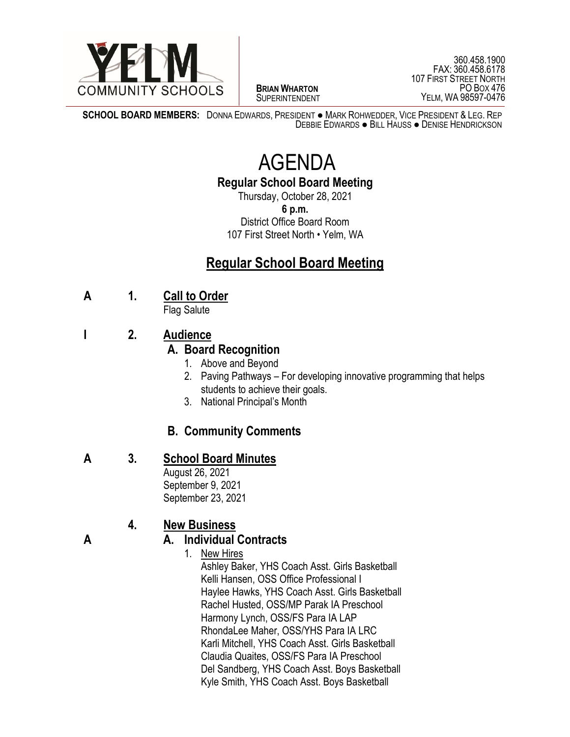YELM COMMUNITY SCHOOLS

**BRIAN WHARTON**
SUPERINTENDENT

360.458.1900
FAX: 360.458.6178
107 FIRST STREET NORTH
PO BOX 476
YELM, WA 98597-0476

**SCHOOL BOARD MEMBERS:** DONNA EDWARDS, PRESIDENT ● MARK ROHWEDDER, VICE PRESIDENT & LEG. REP
DEBBIE EDWARDS ● BILL HAUSS ● DENISE HENDRICKSON

# AGENDA

## Regular School Board Meeting

Thursday, October 28, 2021
**6 p.m.**
District Office Board Room
107 First Street North • Yelm, WA

## Regular School Board Meeting

**A 1. Call to Order**

Flag Salute

**I 2. Audience**

**A. Board Recognition**

1. Above and Beyond
2. Paving Pathways – For developing innovative programming that helps students to achieve their goals.
3. National Principal's Month

**B. Community Comments**

**A 3. School Board Minutes**

August 26, 2021
September 9, 2021
September 23, 2021

**4. New Business**

**A A. Individual Contracts**

1. New Hires

Ashley Baker, YHS Coach Asst. Girls Basketball
Kelli Hansen, OSS Office Professional I
Haylee Hawks, YHS Coach Asst. Girls Basketball
Rachel Husted, OSS/MP Parak IA Preschool
Harmony Lynch, OSS/FS Para IA LAP
RhondaLee Maher, OSS/YHS Para IA LRC
Karli Mitchell, YHS Coach Asst. Girls Basketball
Claudia Quaites, OSS/FS Para IA Preschool
Del Sandberg, YHS Coach Asst. Boys Basketball
Kyle Smith, YHS Coach Asst. Boys Basketball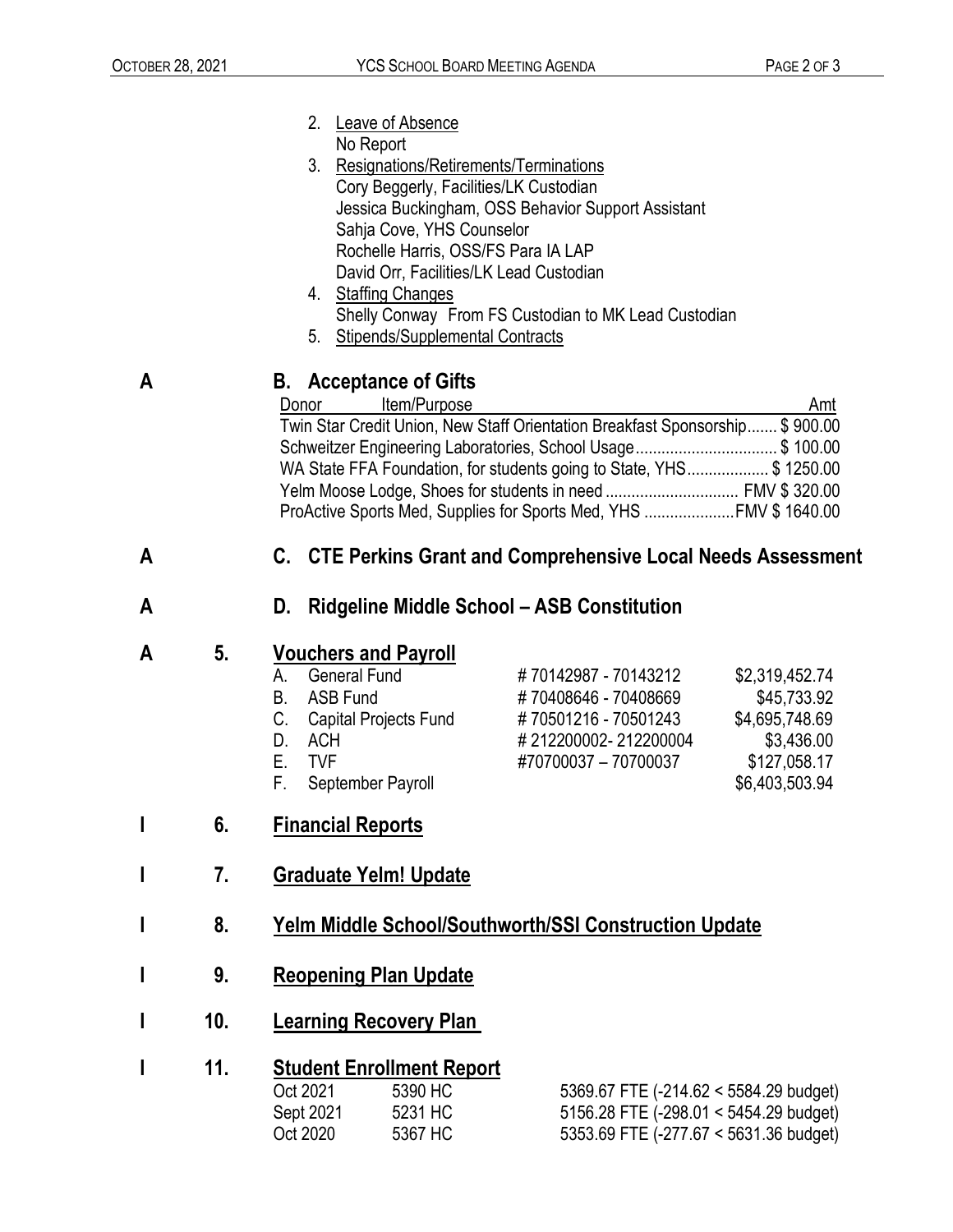2. Leave of Absence
   No Report
3. Resignations/Retirements/Terminations
   Cory Beggerly, Facilities/LK Custodian
   Jessica Buckingham, OSS Behavior Support Assistant
   Sahja Cove, YHS Counselor
   Rochelle Harris, OSS/FS Para IA LAP
   David Orr, Facilities/LK Lead Custodian
4. Staffing Changes
   Shelly Conway From FS Custodian to MK Lead Custodian
5. Stipends/Supplemental Contracts

**A** **B. Acceptance of Gifts**

| Donor Item/Purpose | Amt |
|---|---|
| Twin Star Credit Union, New Staff Orientation Breakfast Sponsorship | $ 900.00 |
| Schweitzer Engineering Laboratories, School Usage | $ 100.00 |
| WA State FFA Foundation, for students going to State, YHS | $ 1250.00 |
| Yelm Moose Lodge, Shoes for students in need | FMV $ 320.00 |
| ProActive Sports Med, Supplies for Sports Med, YHS | FMV $ 1640.00 |

**A** **C. CTE Perkins Grant and Comprehensive Local Needs Assessment**

**A** **D. Ridgeline Middle School – ASB Constitution**

**A** **5. Vouchers and Payroll**

| | | | |
|---|---|---|---|
| A. | General Fund | # 70142987 - 70143212 | $2,319,452.74 |
| B. | ASB Fund | # 70408646 - 70408669 | $45,733.92 |
| C. | Capital Projects Fund | # 70501216 - 70501243 | $4,695,748.69 |
| D. | ACH | # 212200002- 212200004 | $3,436.00 |
| E. | TVF | #70700037 – 70700037 | $127,058.17 |
| F. | September Payroll | | $6,403,503.94 |

**I** **6. Financial Reports**

**I** **7. Graduate Yelm! Update**

**I** **8. Yelm Middle School/Southworth/SSI Construction Update**

**I** **9. Reopening Plan Update**

**I** **10. Learning Recovery Plan**

**I** **11. Student Enrollment Report**

| | | |
|---|---|---|
| Oct 2021 | 5390 HC | 5369.67 FTE (-214.62 < 5584.29 budget) |
| Sept 2021 | 5231 HC | 5156.28 FTE (-298.01 < 5454.29 budget) |
| Oct 2020 | 5367 HC | 5353.69 FTE (-277.67 < 5631.36 budget) |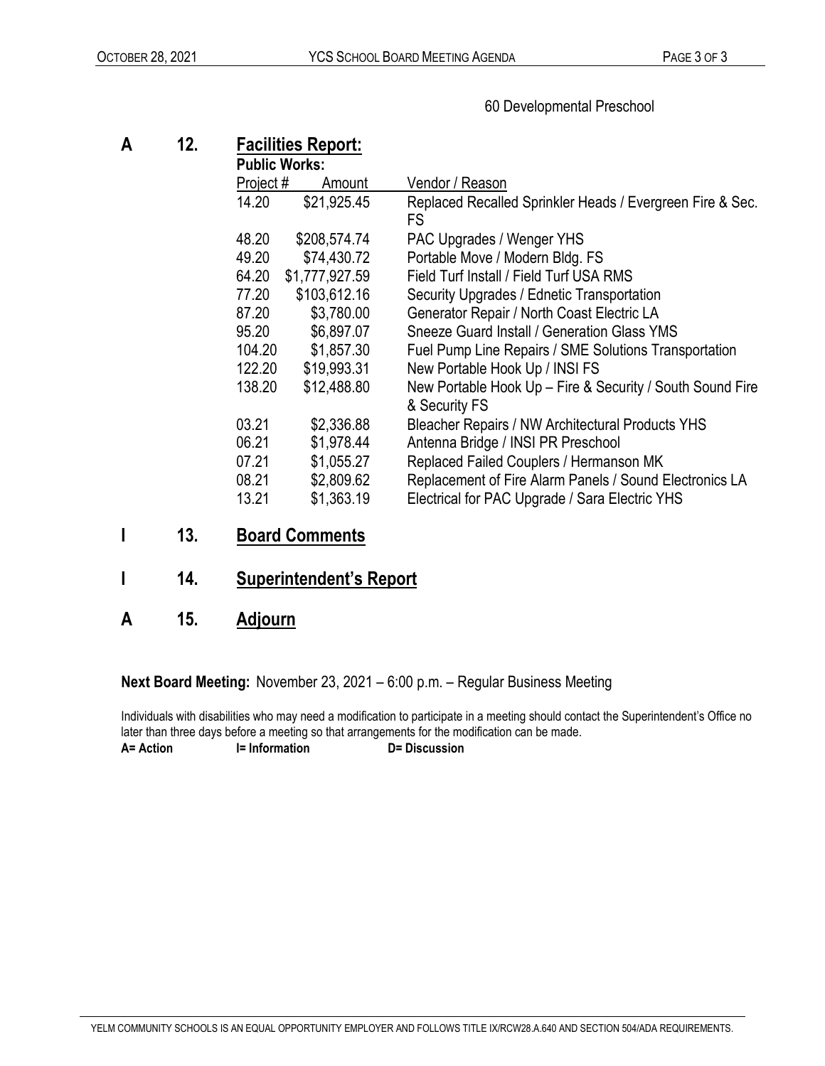60 Developmental Preschool

**A 12. Facilities Report:**

**Public Works:**

| Project # | Amount | Vendor / Reason |
|---|---|---|
| 14.20 | $21,925.45 | Replaced Recalled Sprinkler Heads / Evergreen Fire & Sec. FS |
| 48.20 | $208,574.74 | PAC Upgrades / Wenger YHS |
| 49.20 | $74,430.72 | Portable Move / Modern Bldg. FS |
| 64.20 | $1,777,927.59 | Field Turf Install / Field Turf USA RMS |
| 77.20 | $103,612.16 | Security Upgrades / Ednetic Transportation |
| 87.20 | $3,780.00 | Generator Repair / North Coast Electric LA |
| 95.20 | $6,897.07 | Sneeze Guard Install / Generation Glass YMS |
| 104.20 | $1,857.30 | Fuel Pump Line Repairs / SME Solutions Transportation |
| 122.20 | $19,993.31 | New Portable Hook Up / INSI FS |
| 138.20 | $12,488.80 | New Portable Hook Up – Fire & Security / South Sound Fire & Security FS |
| 03.21 | $2,336.88 | Bleacher Repairs / NW Architectural Products YHS |
| 06.21 | $1,978.44 | Antenna Bridge / INSI PR Preschool |
| 07.21 | $1,055.27 | Replaced Failed Couplers / Hermanson MK |
| 08.21 | $2,809.62 | Replacement of Fire Alarm Panels / Sound Electronics LA |
| 13.21 | $1,363.19 | Electrical for PAC Upgrade / Sara Electric YHS |

**I 13. Board Comments**

**I 14. Superintendent's Report**

**A 15. Adjourn**

**Next Board Meeting:** November 23, 2021 – 6:00 p.m. – Regular Business Meeting

Individuals with disabilities who may need a modification to participate in a meeting should contact the Superintendent's Office no later than three days before a meeting so that arrangements for the modification can be made.

**A= Action** **I= Information** **D= Discussion**

YELM COMMUNITY SCHOOLS IS AN EQUAL OPPORTUNITY EMPLOYER AND FOLLOWS TITLE IX/RCW28.A.640 AND SECTION 504/ADA REQUIREMENTS.